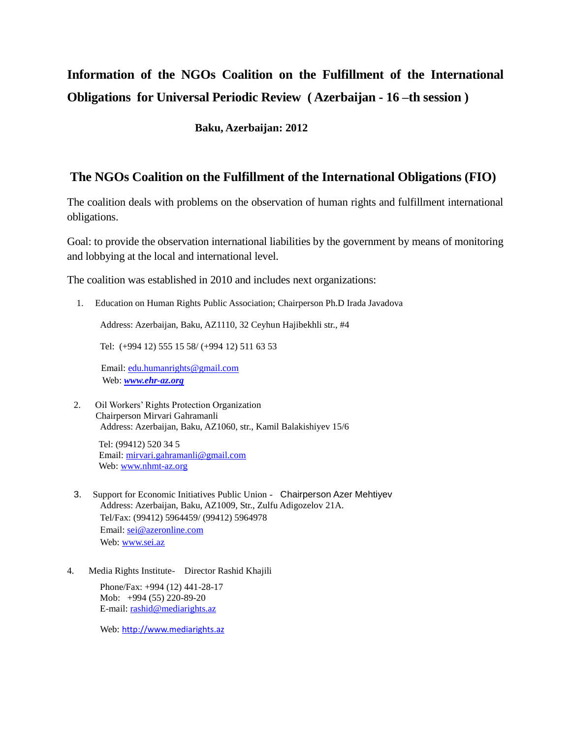# Information of the NGOs Coalition on the Fulfillment of the International Obligations for Universal Periodic Review ( Azerbaijan - 16 –th session )

**Baku, Azerbaijan: 2012**

## The NGOs Coalition on the Fulfillment of the International Obligations (FIO)

The coalition deals with problems on the observation of human rights and fulfillment international obligations.

Goal: to provide the observation international liabilities by the government by means of monitoring and lobbying at the local and international level.

The coalition was established in 2010 and includes next organizations:

1. Education on Human Rights Public Association; Chairperson Ph.D Irada Javadova

   Address: Azerbaijan, Baku, AZ1110, 32 Ceyhun Hajibekhli str., #4

   Tel: (+994 12) 555 15 58/ (+994 12) 511 63 53

   Email: edu.humanrights@gmail.com
   Web: ***www.ehr-az.org***

2. Oil Workers' Rights Protection Organization
   Chairperson Mirvari Gahramanli
   Address: Azerbaijan, Baku, AZ1060, str., Kamil Balakishiyev 15/6

   Tel: (99412) 520 34 5
   Email: mirvari.gahramanli@gmail.com
   Web: www.nhmt-az.org

3. Support for Economic Initiatives Public Union - Chairperson Azer Mehtiyev
   Address: Azerbaijan, Baku, AZ1009, Str., Zulfu Adigozelov 21A.
   Tel/Fax: (99412) 5964459/ (99412) 5964978
   Email: sei@azeronline.com
   Web: www.sei.az

4. Media Rights Institute- Director Rashid Khajili

   Phone/Fax: +994 (12) 441-28-17
   Mob: +994 (55) 220-89-20
   E-mail: rashid@mediarights.az

   Web: http://www.mediarights.az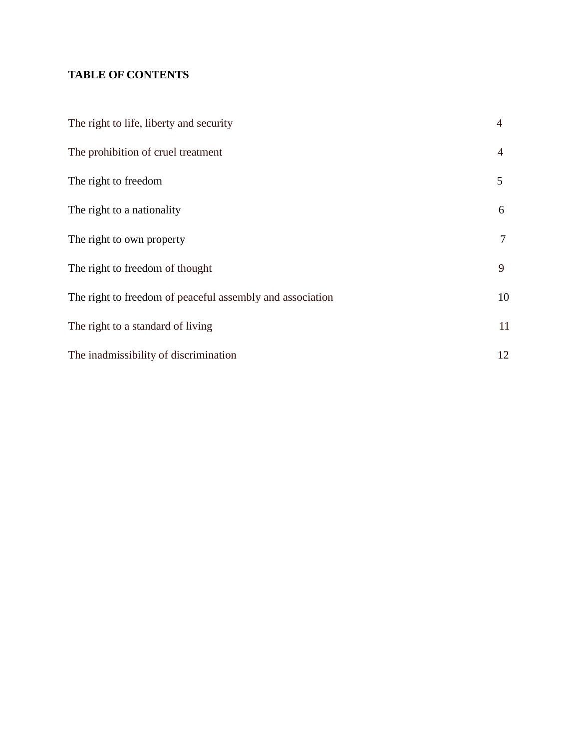**TABLE OF CONTENTS**

| | |
|---|---|
| The right to life, liberty and security | 4 |
| The prohibition of cruel treatment | 4 |
| The right to freedom | 5 |
| The right to a nationality | 6 |
| The right to own property | 7 |
| The right to freedom of thought | 9 |
| The right to freedom of peaceful assembly and association | 10 |
| The right to a standard of living | 11 |
| The inadmissibility of discrimination | 12 |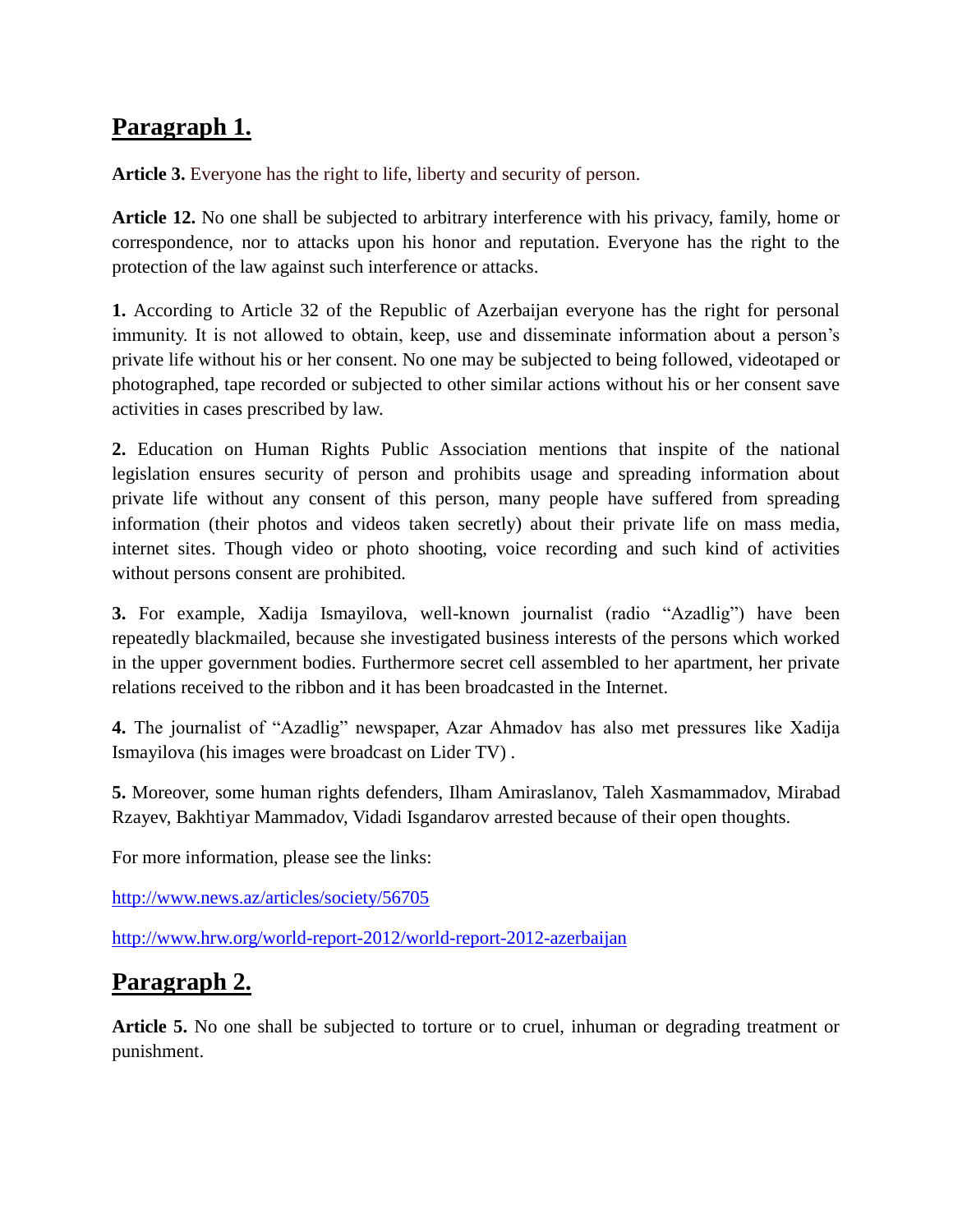## Paragraph 1.

**Article 3.** Everyone has the right to life, liberty and security of person.

**Article 12.** No one shall be subjected to arbitrary interference with his privacy, family, home or correspondence, nor to attacks upon his honor and reputation. Everyone has the right to the protection of the law against such interference or attacks.

**1.** According to Article 32 of the Republic of Azerbaijan everyone has the right for personal immunity. It is not allowed to obtain, keep, use and disseminate information about a person's private life without his or her consent. No one may be subjected to being followed, videotaped or photographed, tape recorded or subjected to other similar actions without his or her consent save activities in cases prescribed by law.

**2.** Education on Human Rights Public Association mentions that inspite of the national legislation ensures security of person and prohibits usage and spreading information about private life without any consent of this person, many people have suffered from spreading information (their photos and videos taken secretly) about their private life on mass media, internet sites. Though video or photo shooting, voice recording and such kind of activities without persons consent are prohibited.

**3.** For example, Xadija Ismayilova, well-known journalist (radio "Azadlig") have been repeatedly blackmailed, because she investigated business interests of the persons which worked in the upper government bodies. Furthermore secret cell assembled to her apartment, her private relations received to the ribbon and it has been broadcasted in the Internet.

**4.** The journalist of "Azadlig" newspaper, Azar Ahmadov has also met pressures like Xadija Ismayilova (his images were broadcast on Lider TV) .

**5.** Moreover, some human rights defenders, Ilham Amiraslanov, Taleh Xasmammadov, Mirabad Rzayev, Bakhtiyar Mammadov, Vidadi Isgandarov arrested because of their open thoughts.

For more information, please see the links:

http://www.news.az/articles/society/56705

http://www.hrw.org/world-report-2012/world-report-2012-azerbaijan

## Paragraph 2.

**Article 5.** No one shall be subjected to torture or to cruel, inhuman or degrading treatment or punishment.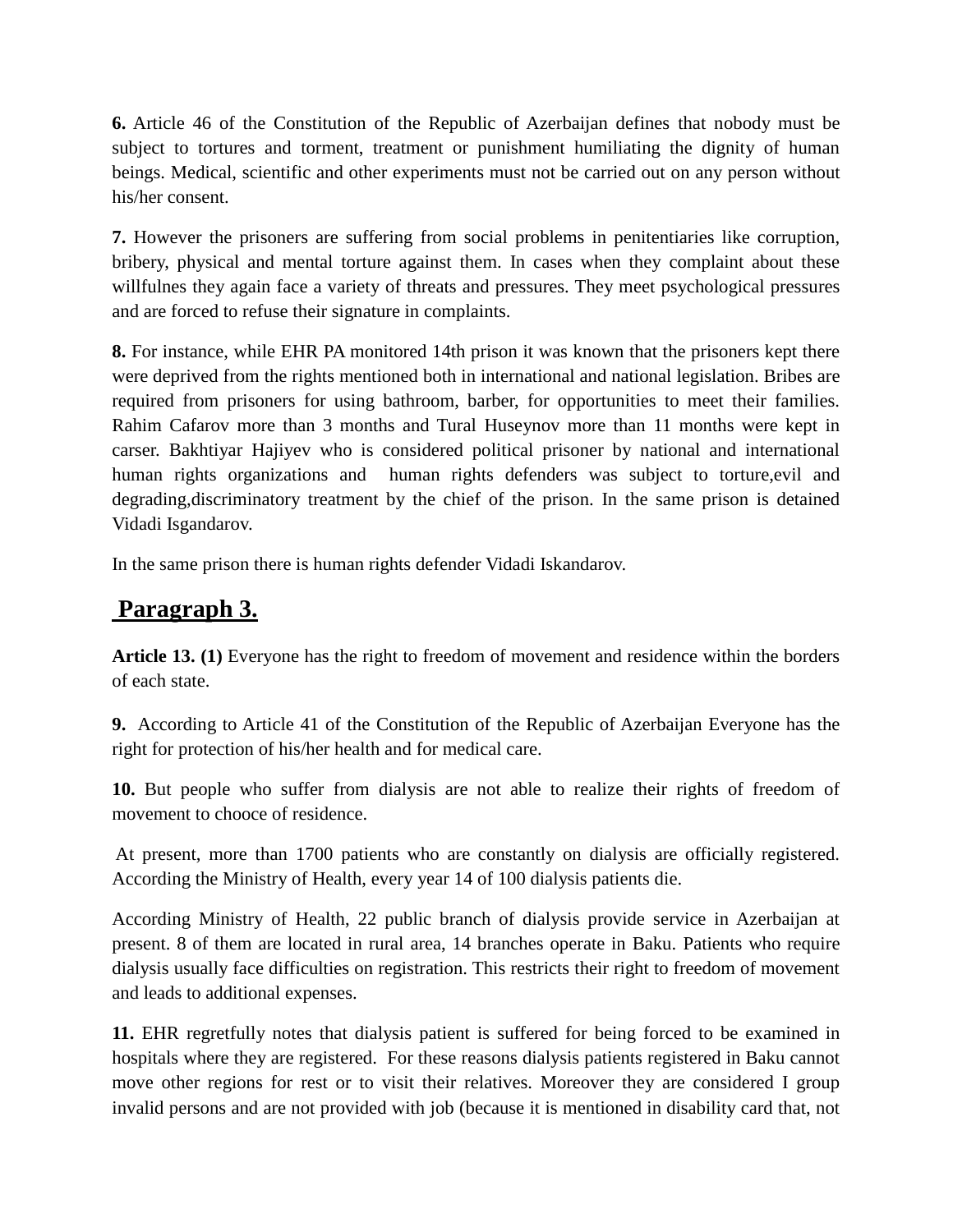**6.** Article 46 of the Constitution of the Republic of Azerbaijan defines that nobody must be subject to tortures and torment, treatment or punishment humiliating the dignity of human beings. Medical, scientific and other experiments must not be carried out on any person without his/her consent.

**7.** However the prisoners are suffering from social problems in penitentiaries like corruption, bribery, physical and mental torture against them. In cases when they complaint about these willfulnes they again face a variety of threats and pressures. They meet psychological pressures and are forced to refuse their signature in complaints.

**8.** For instance, while EHR PA monitored 14th prison it was known that the prisoners kept there were deprived from the rights mentioned both in international and national legislation. Bribes are required from prisoners for using bathroom, barber, for opportunities to meet their families. Rahim Cafarov more than 3 months and Tural Huseynov more than 11 months were kept in carser. Bakhtiyar Hajiyev who is considered political prisoner by national and international human rights organizations and human rights defenders was subject to torture,evil and degrading,discriminatory treatment by the chief of the prison. In the same prison is detained Vidadi Isgandarov.

In the same prison there is human rights defender Vidadi Iskandarov.

## Paragraph 3.

**Article 13. (1)** Everyone has the right to freedom of movement and residence within the borders of each state.

**9.** According to Article 41 of the Constitution of the Republic of Azerbaijan Everyone has the right for protection of his/her health and for medical care.

**10.** But people who suffer from dialysis are not able to realize their rights of freedom of movement to chooce of residence.

At present, more than 1700 patients who are constantly on dialysis are officially registered. According the Ministry of Health, every year 14 of 100 dialysis patients die.

According Ministry of Health, 22 public branch of dialysis provide service in Azerbaijan at present. 8 of them are located in rural area, 14 branches operate in Baku. Patients who require dialysis usually face difficulties on registration. This restricts their right to freedom of movement and leads to additional expenses.

**11.** EHR regretfully notes that dialysis patient is suffered for being forced to be examined in hospitals where they are registered. For these reasons dialysis patients registered in Baku cannot move other regions for rest or to visit their relatives. Moreover they are considered I group invalid persons and are not provided with job (because it is mentioned in disability card that, not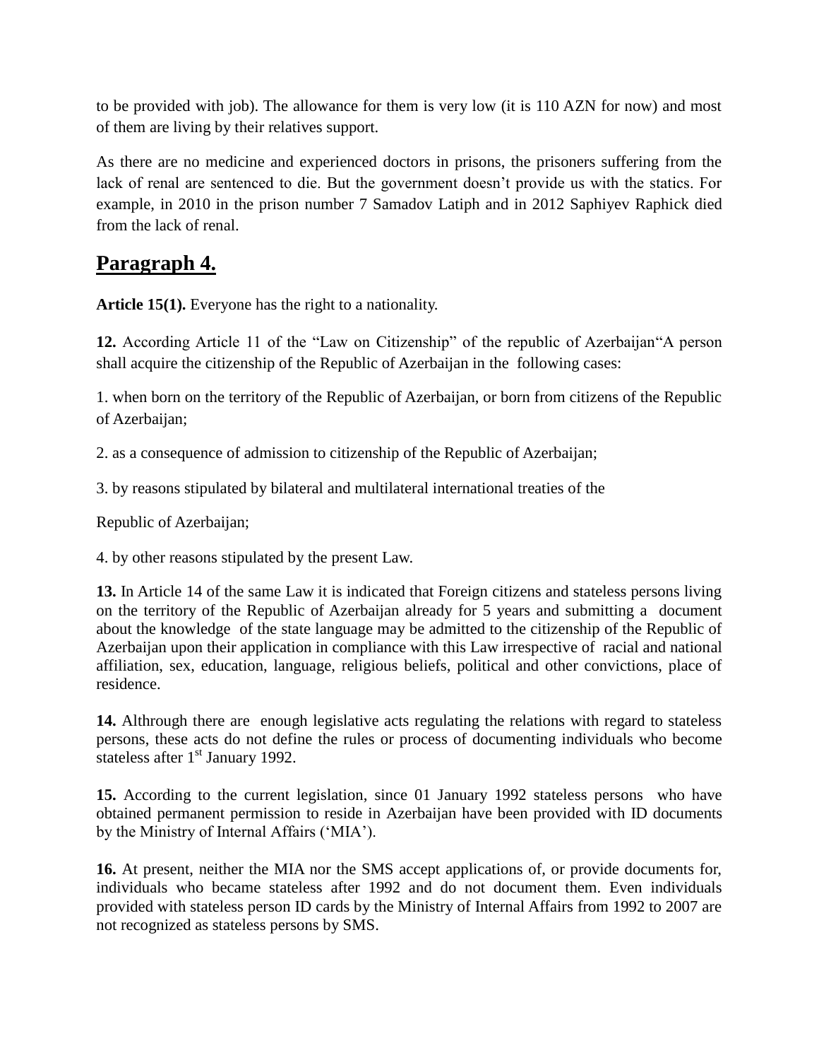to be provided with job). The allowance for them is very low (it is 110 AZN for now) and most of them are living by their relatives support.

As there are no medicine and experienced doctors in prisons, the prisoners suffering from the lack of renal are sentenced to die. But the government doesn't provide us with the statics. For example, in 2010 in the prison number 7 Samadov Latiph and in 2012 Saphiyev Raphick died from the lack of renal.

## Paragraph 4.

**Article 15(1).** Everyone has the right to a nationality.

**12.** According Article 11 of the "Law on Citizenship" of the republic of Azerbaijan"A person shall acquire the citizenship of the Republic of Azerbaijan in the following cases:

1. when born on the territory of the Republic of Azerbaijan, or born from citizens of the Republic of Azerbaijan;

2. as a consequence of admission to citizenship of the Republic of Azerbaijan;

3. by reasons stipulated by bilateral and multilateral international treaties of the

Republic of Azerbaijan;

4. by other reasons stipulated by the present Law.

**13.** In Article 14 of the same Law it is indicated that Foreign citizens and stateless persons living on the territory of the Republic of Azerbaijan already for 5 years and submitting a document about the knowledge of the state language may be admitted to the citizenship of the Republic of Azerbaijan upon their application in compliance with this Law irrespective of racial and national affiliation, sex, education, language, religious beliefs, political and other convictions, place of residence.

**14.** Althrough there are enough legislative acts regulating the relations with regard to stateless persons, these acts do not define the rules or process of documenting individuals who become stateless after 1st January 1992.

**15.** According to the current legislation, since 01 January 1992 stateless persons who have obtained permanent permission to reside in Azerbaijan have been provided with ID documents by the Ministry of Internal Affairs ('MIA').

**16.** At present, neither the MIA nor the SMS accept applications of, or provide documents for, individuals who became stateless after 1992 and do not document them. Even individuals provided with stateless person ID cards by the Ministry of Internal Affairs from 1992 to 2007 are not recognized as stateless persons by SMS.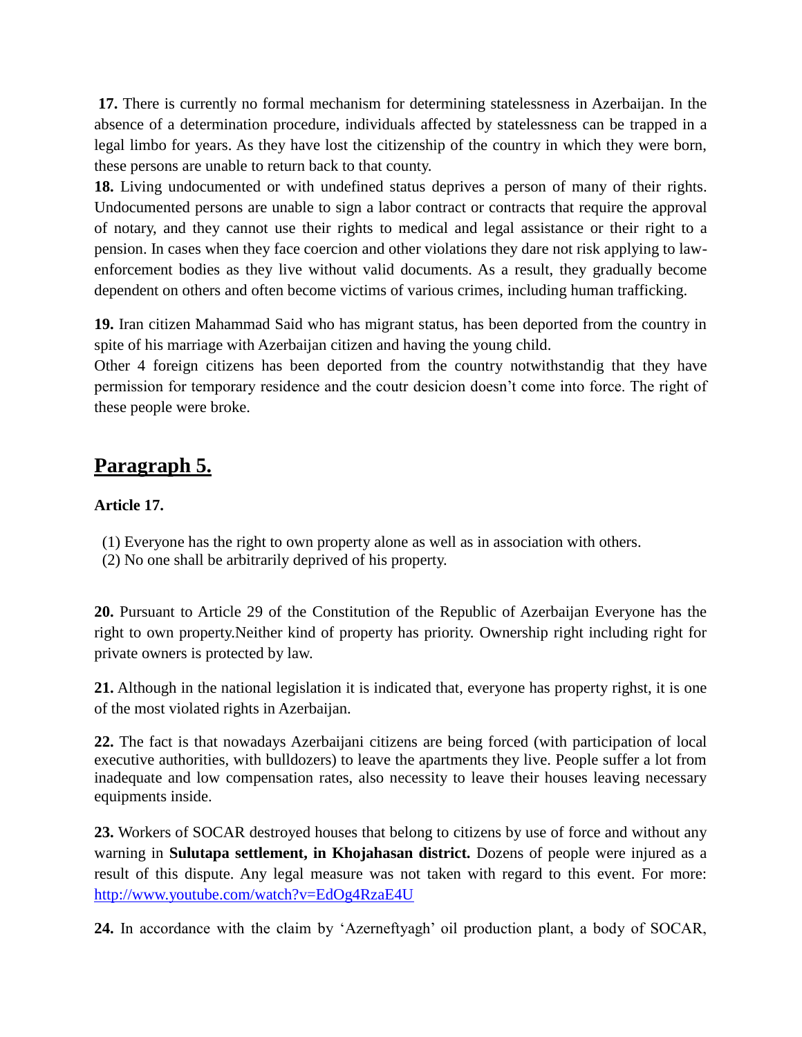**17.** There is currently no formal mechanism for determining statelessness in Azerbaijan. In the absence of a determination procedure, individuals affected by statelessness can be trapped in a legal limbo for years. As they have lost the citizenship of the country in which they were born, these persons are unable to return back to that county.

**18.** Living undocumented or with undefined status deprives a person of many of their rights. Undocumented persons are unable to sign a labor contract or contracts that require the approval of notary, and they cannot use their rights to medical and legal assistance or their right to a pension. In cases when they face coercion and other violations they dare not risk applying to law-enforcement bodies as they live without valid documents. As a result, they gradually become dependent on others and often become victims of various crimes, including human trafficking.

**19.** Iran citizen Mahammad Said who has migrant status, has been deported from the country in spite of his marriage with Azerbaijan citizen and having the young child.
Other 4 foreign citizens has been deported from the country notwithstandig that they have permission for temporary residence and the coutr desicion doesn't come into force. The right of these people were broke.

## Paragraph 5.

**Article 17.**

(1) Everyone has the right to own property alone as well as in association with others.
(2) No one shall be arbitrarily deprived of his property.

**20.** Pursuant to Article 29 of the Constitution of the Republic of Azerbaijan Everyone has the right to own property.Neither kind of property has priority. Ownership right including right for private owners is protected by law.

**21.** Although in the national legislation it is indicated that, everyone has property righst, it is one of the most violated rights in Azerbaijan.

**22.** The fact is that nowadays Azerbaijani citizens are being forced (with participation of local executive authorities, with bulldozers) to leave the apartments they live. People suffer a lot from inadequate and low compensation rates, also necessity to leave their houses leaving necessary equipments inside.

**23.** Workers of SOCAR destroyed houses that belong to citizens by use of force and without any warning in **Sulutapa settlement, in Khojahasan district.** Dozens of people were injured as a result of this dispute. Any legal measure was not taken with regard to this event. For more: http://www.youtube.com/watch?v=EdOg4RzaE4U

**24.** In accordance with the claim by 'Azerneftyagh' oil production plant, a body of SOCAR,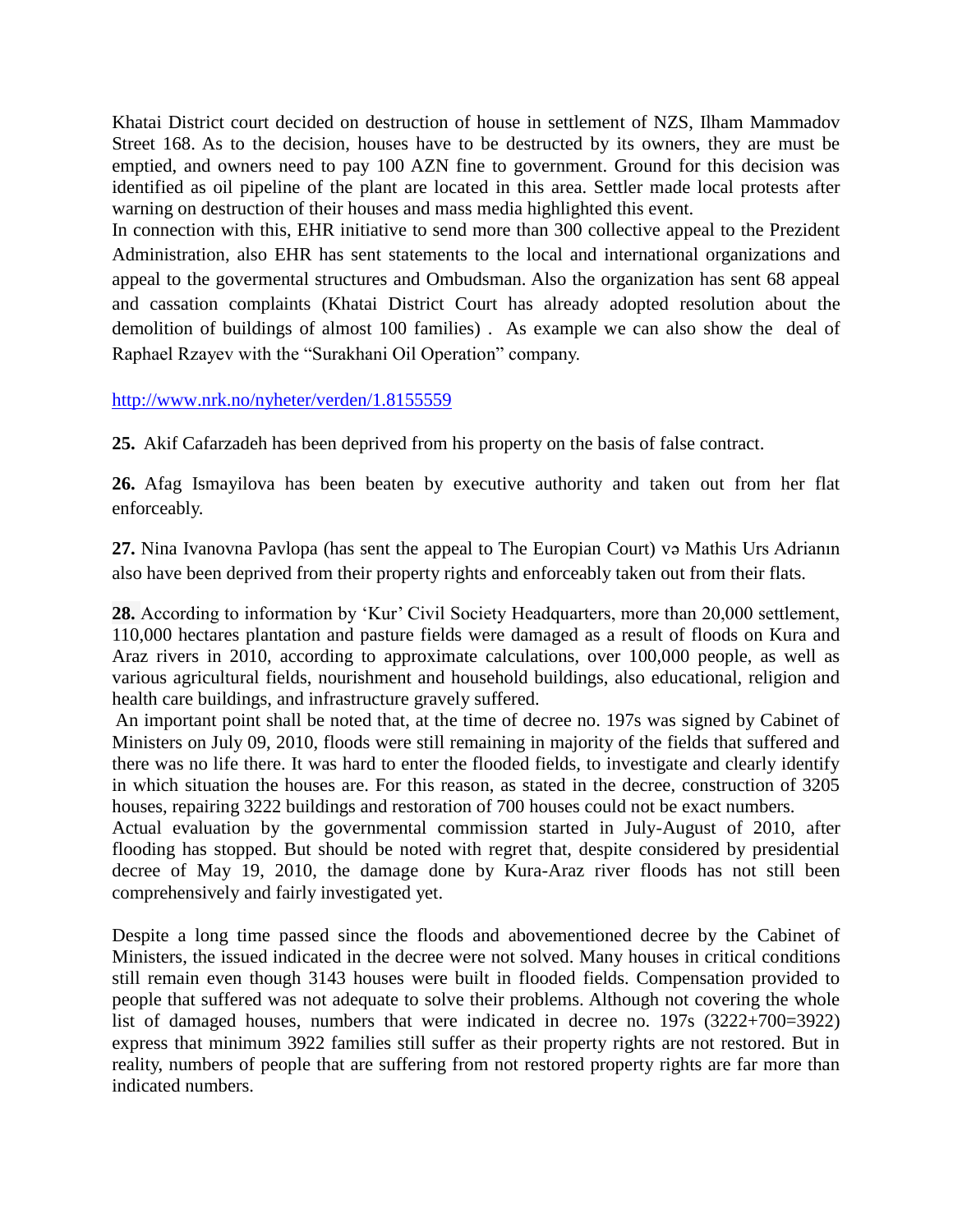Khatai District court decided on destruction of house in settlement of NZS, Ilham Mammadov Street 168. As to the decision, houses have to be destructed by its owners, they are must be emptied, and owners need to pay 100 AZN fine to government. Ground for this decision was identified as oil pipeline of the plant are located in this area. Settler made local protests after warning on destruction of their houses and mass media highlighted this event.
In connection with this, EHR initiative to send more than 300 collective appeal to the Prezident Administration, also EHR has sent statements to the local and international organizations and appeal to the govermental structures and Ombudsman. Also the organization has sent 68 appeal and cassation complaints (Khatai District Court has already adopted resolution about the demolition of buildings of almost 100 families) . As example we can also show the deal of Raphael Rzayev with the "Surakhani Oil Operation" company.

http://www.nrk.no/nyheter/verden/1.8155559

**25.** Akif Cafarzadeh has been deprived from his property on the basis of false contract.

**26.** Afag Ismayilova has been beaten by executive authority and taken out from her flat enforceably.

**27.** Nina Ivanovna Pavlopa (has sent the appeal to The Europian Court) və Mathis Urs Adrianın also have been deprived from their property rights and enforceably taken out from their flats.

**28.** According to information by 'Kur' Civil Society Headquarters, more than 20,000 settlement, 110,000 hectares plantation and pasture fields were damaged as a result of floods on Kura and Araz rivers in 2010, according to approximate calculations, over 100,000 people, as well as various agricultural fields, nourishment and household buildings, also educational, religion and health care buildings, and infrastructure gravely suffered.
An important point shall be noted that, at the time of decree no. 197s was signed by Cabinet of Ministers on July 09, 2010, floods were still remaining in majority of the fields that suffered and there was no life there. It was hard to enter the flooded fields, to investigate and clearly identify in which situation the houses are. For this reason, as stated in the decree, construction of 3205 houses, repairing 3222 buildings and restoration of 700 houses could not be exact numbers.
Actual evaluation by the governmental commission started in July-August of 2010, after flooding has stopped. But should be noted with regret that, despite considered by presidential decree of May 19, 2010, the damage done by Kura-Araz river floods has not still been comprehensively and fairly investigated yet.

Despite a long time passed since the floods and abovementioned decree by the Cabinet of Ministers, the issued indicated in the decree were not solved. Many houses in critical conditions still remain even though 3143 houses were built in flooded fields. Compensation provided to people that suffered was not adequate to solve their problems. Although not covering the whole list of damaged houses, numbers that were indicated in decree no. 197s (3222+700=3922) express that minimum 3922 families still suffer as their property rights are not restored. But in reality, numbers of people that are suffering from not restored property rights are far more than indicated numbers.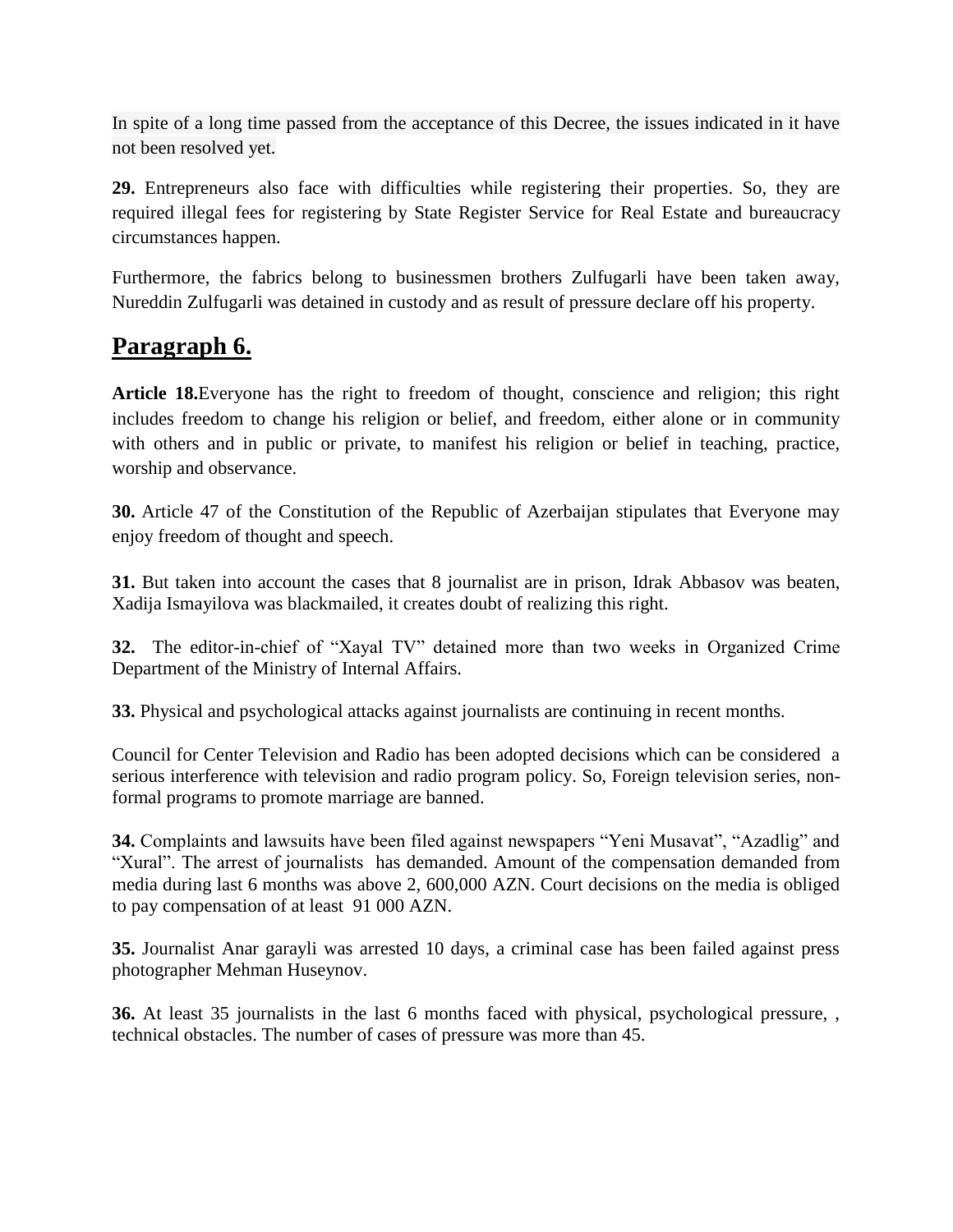In spite of a long time passed from the acceptance of this Decree, the issues indicated in it have not been resolved yet.

**29.** Entrepreneurs also face with difficulties while registering their properties. So, they are required illegal fees for registering by State Register Service for Real Estate and bureaucracy circumstances happen.

Furthermore, the fabrics belong to businessmen brothers Zulfugarli have been taken away, Nureddin Zulfugarli was detained in custody and as result of pressure declare off his property.

## Paragraph 6.

**Article 18.**Everyone has the right to freedom of thought, conscience and religion; this right includes freedom to change his religion or belief, and freedom, either alone or in community with others and in public or private, to manifest his religion or belief in teaching, practice, worship and observance.

**30.** Article 47 of the Constitution of the Republic of Azerbaijan stipulates that Everyone may enjoy freedom of thought and speech.

**31.** But taken into account the cases that 8 journalist are in prison, Idrak Abbasov was beaten, Xadija Ismayilova was blackmailed, it creates doubt of realizing this right.

**32.** The editor-in-chief of "Xayal TV" detained more than two weeks in Organized Crime Department of the Ministry of Internal Affairs.

**33.** Physical and psychological attacks against journalists are continuing in recent months.

Council for Center Television and Radio has been adopted decisions which can be considered a serious interference with television and radio program policy. So, Foreign television series, non-formal programs to promote marriage are banned.

**34.** Complaints and lawsuits have been filed against newspapers "Yeni Musavat", "Azadlig" and "Xural". The arrest of journalists has demanded. Amount of the compensation demanded from media during last 6 months was above 2, 600,000 AZN. Court decisions on the media is obliged to pay compensation of at least 91 000 AZN.

**35.** Journalist Anar garayli was arrested 10 days, a criminal case has been failed against press photographer Mehman Huseynov.

**36.** At least 35 journalists in the last 6 months faced with physical, psychological pressure, , technical obstacles. The number of cases of pressure was more than 45.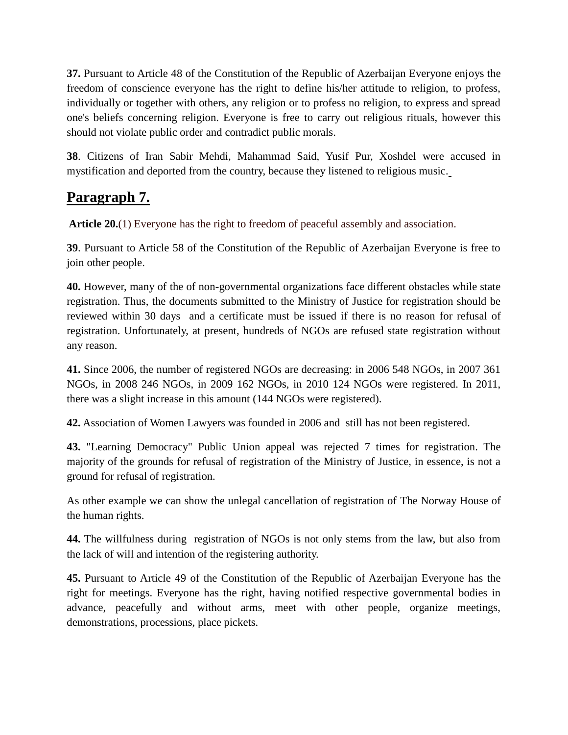**37.** Pursuant to Article 48 of the Constitution of the Republic of Azerbaijan Everyone enjoys the freedom of conscience everyone has the right to define his/her attitude to religion, to profess, individually or together with others, any religion or to profess no religion, to express and spread one's beliefs concerning religion. Everyone is free to carry out religious rituals, however this should not violate public order and contradict public morals.

**38**. Citizens of Iran Sabir Mehdi, Mahammad Said, Yusif Pur, Xoshdel were accused in mystification and deported from the country, because they listened to religious music.

## Paragraph 7.

**Article 20.**(1) Everyone has the right to freedom of peaceful assembly and association.

**39**. Pursuant to Article 58 of the Constitution of the Republic of Azerbaijan Everyone is free to join other people.

**40.** However, many of the of non-governmental organizations face different obstacles while state registration. Thus, the documents submitted to the Ministry of Justice for registration should be reviewed within 30 days and a certificate must be issued if there is no reason for refusal of registration. Unfortunately, at present, hundreds of NGOs are refused state registration without any reason.

**41.** Since 2006, the number of registered NGOs are decreasing: in 2006 548 NGOs, in 2007 361 NGOs, in 2008 246 NGOs, in 2009 162 NGOs, in 2010 124 NGOs were registered. In 2011, there was a slight increase in this amount (144 NGOs were registered).

**42.** Association of Women Lawyers was founded in 2006 and still has not been registered.

**43.** "Learning Democracy" Public Union appeal was rejected 7 times for registration. The majority of the grounds for refusal of registration of the Ministry of Justice, in essence, is not a ground for refusal of registration.

As other example we can show the unlegal cancellation of registration of The Norway House of the human rights.

**44.** The willfulness during registration of NGOs is not only stems from the law, but also from the lack of will and intention of the registering authority.

**45.** Pursuant to Article 49 of the Constitution of the Republic of Azerbaijan Everyone has the right for meetings. Everyone has the right, having notified respective governmental bodies in advance, peacefully and without arms, meet with other people, organize meetings, demonstrations, processions, place pickets.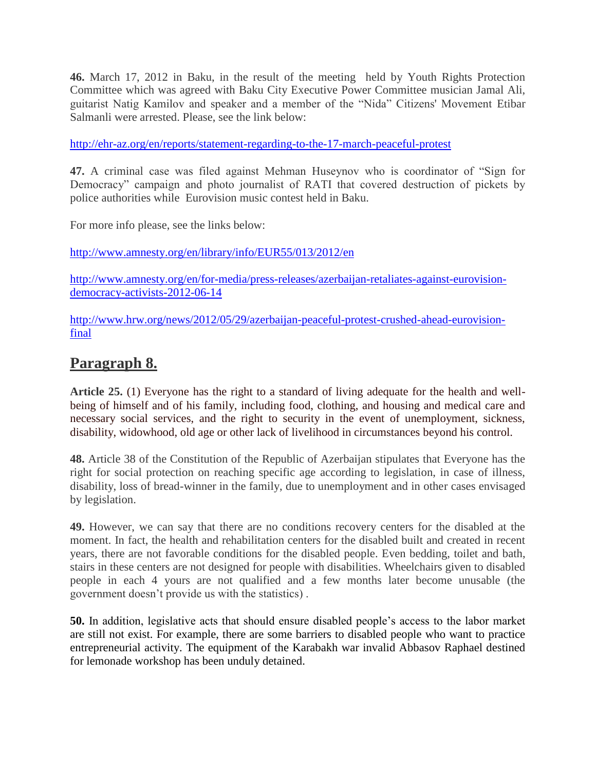**46.** March 17, 2012 in Baku, in the result of the meeting held by Youth Rights Protection Committee which was agreed with Baku City Executive Power Committee musician Jamal Ali, guitarist Natig Kamilov and speaker and a member of the "Nida" Citizens' Movement Etibar Salmanli were arrested. Please, see the link below:

http://ehr-az.org/en/reports/statement-regarding-to-the-17-march-peaceful-protest

**47.** A criminal case was filed against Mehman Huseynov who is coordinator of "Sign for Democracy" campaign and photo journalist of RATI that covered destruction of pickets by police authorities while Eurovision music contest held in Baku.

For more info please, see the links below:

http://www.amnesty.org/en/library/info/EUR55/013/2012/en

http://www.amnesty.org/en/for-media/press-releases/azerbaijan-retaliates-against-eurovision-democracy-activists-2012-06-14

http://www.hrw.org/news/2012/05/29/azerbaijan-peaceful-protest-crushed-ahead-eurovision-final

## Paragraph 8.

**Article 25.** (1) Everyone has the right to a standard of living adequate for the health and well-being of himself and of his family, including food, clothing, and housing and medical care and necessary social services, and the right to security in the event of unemployment, sickness, disability, widowhood, old age or other lack of livelihood in circumstances beyond his control.

**48.** Article 38 of the Constitution of the Republic of Azerbaijan stipulates that Everyone has the right for social protection on reaching specific age according to legislation, in case of illness, disability, loss of bread-winner in the family, due to unemployment and in other cases envisaged by legislation.

**49.** However, we can say that there are no conditions recovery centers for the disabled at the moment. In fact, the health and rehabilitation centers for the disabled built and created in recent years, there are not favorable conditions for the disabled people. Even bedding, toilet and bath, stairs in these centers are not designed for people with disabilities. Wheelchairs given to disabled people in each 4 yours are not qualified and a few months later become unusable (the government doesn't provide us with the statistics) .

**50.** In addition, legislative acts that should ensure disabled people's access to the labor market are still not exist. For example, there are some barriers to disabled people who want to practice entrepreneurial activity. The equipment of the Karabakh war invalid Abbasov Raphael destined for lemonade workshop has been unduly detained.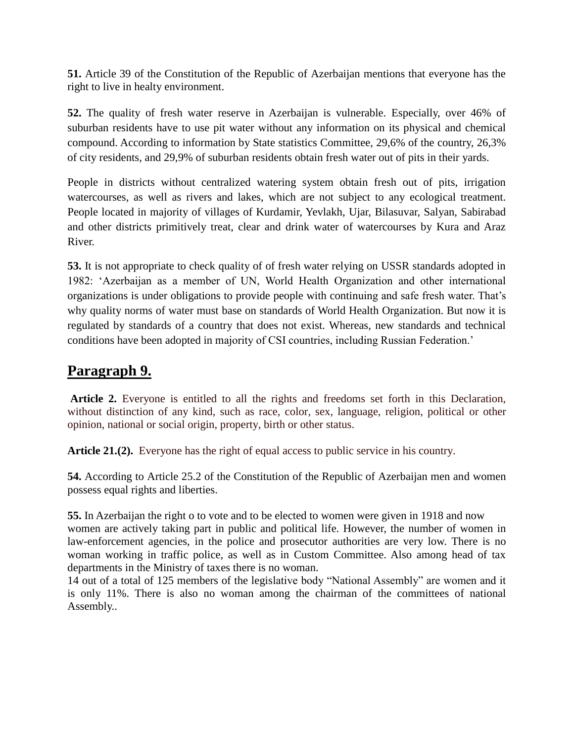**51.** Article 39 of the Constitution of the Republic of Azerbaijan mentions that everyone has the right to live in healty environment.

**52.** The quality of fresh water reserve in Azerbaijan is vulnerable. Especially, over 46% of suburban residents have to use pit water without any information on its physical and chemical compound. According to information by State statistics Committee, 29,6% of the country, 26,3% of city residents, and 29,9% of suburban residents obtain fresh water out of pits in their yards.

People in districts without centralized watering system obtain fresh out of pits, irrigation watercourses, as well as rivers and lakes, which are not subject to any ecological treatment. People located in majority of villages of Kurdamir, Yevlakh, Ujar, Bilasuvar, Salyan, Sabirabad and other districts primitively treat, clear and drink water of watercourses by Kura and Araz River.

**53.** It is not appropriate to check quality of of fresh water relying on USSR standards adopted in 1982: 'Azerbaijan as a member of UN, World Health Organization and other international organizations is under obligations to provide people with continuing and safe fresh water. That's why quality norms of water must base on standards of World Health Organization. But now it is regulated by standards of a country that does not exist. Whereas, new standards and technical conditions have been adopted in majority of CSI countries, including Russian Federation.'

## Paragraph 9.

**Article 2.** Everyone is entitled to all the rights and freedoms set forth in this Declaration, without distinction of any kind, such as race, color, sex, language, religion, political or other opinion, national or social origin, property, birth or other status.

**Article 21.(2).** Everyone has the right of equal access to public service in his country.

**54.** According to Article 25.2 of the Constitution of the Republic of Azerbaijan men and women possess equal rights and liberties.

**55.** In Azerbaijan the right o to vote and to be elected to women were given in 1918 and now women are actively taking part in public and political life. However, the number of women in law-enforcement agencies, in the police and prosecutor authorities are very low. There is no woman working in traffic police, as well as in Custom Committee. Also among head of tax departments in the Ministry of taxes there is no woman.
14 out of a total of 125 members of the legislative body "National Assembly" are women and it is only 11%. There is also no woman among the chairman of the committees of national Assembly..